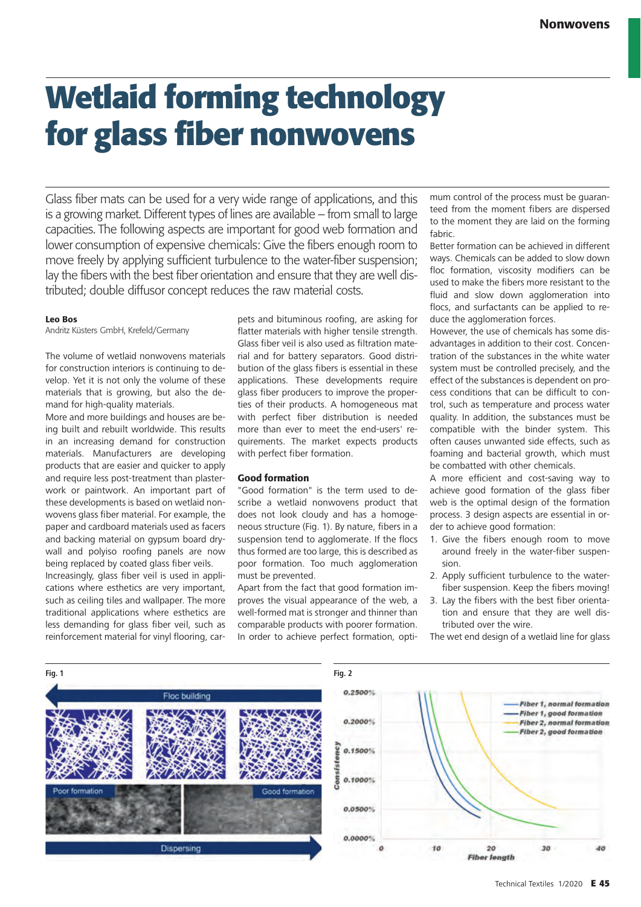# Wetlaid forming technology for glass fiber nonwovens

Glass fiber mats can be used for a very wide range of applications, and this is a growing market. Different types of lines are available – from small to large capacities. The following aspects are important for good web formation and lower consumption of expensive chemicals: Give the fibers enough room to move freely by applying sufficient turbulence to the water-fiber suspension; lay the fibers with the best fiber orientation and ensure that they are well distributed; double diffusor concept reduces the raw material costs.

**Leo Bos**
Andritz Küsters GmbH, Krefeld/Germany

The volume of wetlaid nonwovens materials for construction interiors is continuing to develop. Yet it is not only the volume of these materials that is growing, but also the demand for high-quality materials.

More and more buildings and houses are being built and rebuilt worldwide. This results in an increasing demand for construction materials. Manufacturers are developing products that are easier and quicker to apply and require less post-treatment than plasterwork or paintwork. An important part of these developments is based on wetlaid nonwovens glass fiber material. For example, the paper and cardboard materials used as facers and backing material on gypsum board drywall and polyiso roofing panels are now being replaced by coated glass fiber veils.

Increasingly, glass fiber veil is used in applications where esthetics are very important, such as ceiling tiles and wallpaper. The more traditional applications where esthetics are less demanding for glass fiber veil, such as reinforcement material for vinyl flooring, carpets and bituminous roofing, are asking for flatter materials with higher tensile strength. Glass fiber veil is also used as filtration material and for battery separators. Good distribution of the glass fibers is essential in these applications. These developments require glass fiber producers to improve the properties of their products. A homogeneous mat with perfect fiber distribution is needed more than ever to meet the end-users' requirements. The market expects products with perfect fiber formation.

## Good formation

"Good formation" is the term used to describe a wetlaid nonwovens product that does not look cloudy and has a homogeneous structure (Fig. 1). By nature, fibers in a suspension tend to agglomerate. If the flocs thus formed are too large, this is described as poor formation. Too much agglomeration must be prevented.

Apart from the fact that good formation improves the visual appearance of the web, a well-formed mat is stronger and thinner than comparable products with poorer formation. In order to achieve perfect formation, optimum control of the process must be guaranteed from the moment fibers are dispersed to the moment they are laid on the forming fabric.

Better formation can be achieved in different ways. Chemicals can be added to slow down floc formation, viscosity modifiers can be used to make the fibers more resistant to the fluid and slow down agglomeration into flocs, and surfactants can be applied to reduce the agglomeration forces.

However, the use of chemicals has some disadvantages in addition to their cost. Concentration of the substances in the white water system must be controlled precisely, and the effect of the substances is dependent on process conditions that can be difficult to control, such as temperature and process water quality. In addition, the substances must be compatible with the binder system. This often causes unwanted side effects, such as foaming and bacterial growth, which must be combatted with other chemicals.

A more efficient and cost-saving way to achieve good formation of the glass fiber web is the optimal design of the formation process. 3 design aspects are essential in order to achieve good formation:

1. Give the fibers enough room to move around freely in the water-fiber suspension.
2. Apply sufficient turbulence to the water-fiber suspension. Keep the fibers moving!
3. Lay the fibers with the best fiber orientation and ensure that they are well distributed over the wire.

The wet end design of a wetlaid line for glass

**Fig. 1**

Floc building

Poor formation | Good formation

Dispersing

**Fig. 2**

Consistency: 0.2500%, 0.2000%, 0.1500%, 0.1000%, 0.0500%, 0.0000%

Fiber length: 0, 10, 20, 30, 40

Fiber 1, normal formation
Fiber 1, good formation
Fiber 2, normal formation
Fiber 2, good formation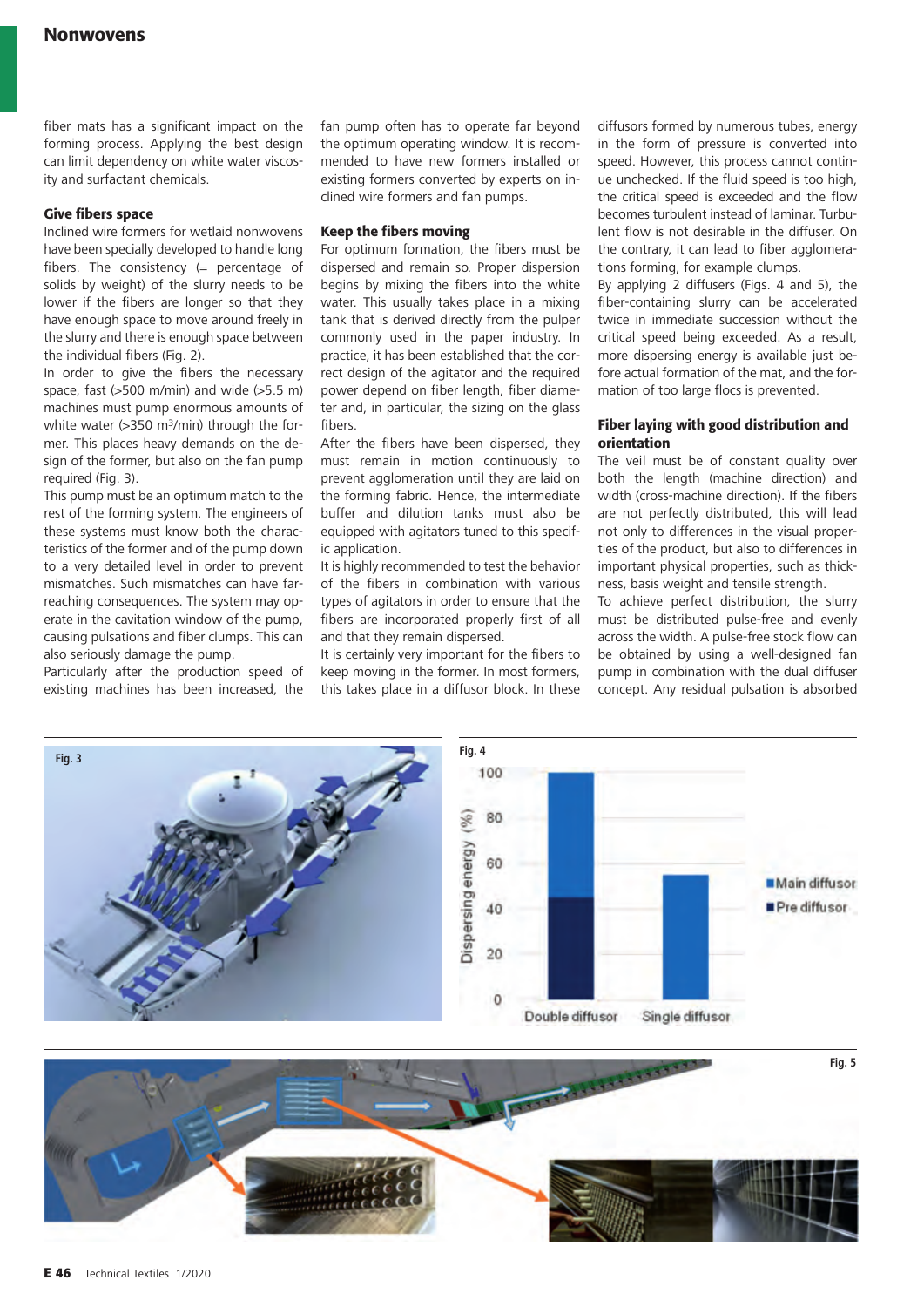fiber mats has a significant impact on the forming process. Applying the best design can limit dependency on white water viscosity and surfactant chemicals.

## Give fibers space

Inclined wire formers for wetlaid nonwovens have been specially developed to handle long fibers. The consistency (= percentage of solids by weight) of the slurry needs to be lower if the fibers are longer so that they have enough space to move around freely in the slurry and there is enough space between the individual fibers (Fig. 2).

In order to give the fibers the necessary space, fast (>500 m/min) and wide (>5.5 m) machines must pump enormous amounts of white water (>350 m$^3$/min) through the former. This places heavy demands on the design of the former, but also on the fan pump required (Fig. 3).

This pump must be an optimum match to the rest of the forming system. The engineers of these systems must know both the characteristics of the former and of the pump down to a very detailed level in order to prevent mismatches. Such mismatches can have far-reaching consequences. The system may operate in the cavitation window of the pump, causing pulsations and fiber clumps. This can also seriously damage the pump.

Particularly after the production speed of existing machines has been increased, the fan pump often has to operate far beyond the optimum operating window. It is recommended to have new formers installed or existing formers converted by experts on inclined wire formers and fan pumps.

## Keep the fibers moving

For optimum formation, the fibers must be dispersed and remain so. Proper dispersion begins by mixing the fibers into the white water. This usually takes place in a mixing tank that is derived directly from the pulper commonly used in the paper industry. In practice, it has been established that the correct design of the agitator and the required power depend on fiber length, fiber diameter and, in particular, the sizing on the glass fibers.

After the fibers have been dispersed, they must remain in motion continuously to prevent agglomeration until they are laid on the forming fabric. Hence, the intermediate buffer and dilution tanks must also be equipped with agitators tuned to this specific application.

It is highly recommended to test the behavior of the fibers in combination with various types of agitators in order to ensure that the fibers are incorporated properly first of all and that they remain dispersed.

It is certainly very important for the fibers to keep moving in the former. In most formers, this takes place in a diffusor block. In these diffusors formed by numerous tubes, energy in the form of pressure is converted into speed. However, this process cannot continue unchecked. If the fluid speed is too high, the critical speed is exceeded and the flow becomes turbulent instead of laminar. Turbulent flow is not desirable in the diffuser. On the contrary, it can lead to fiber agglomerations forming, for example clumps.

By applying 2 diffusers (Figs. 4 and 5), the fiber-containing slurry can be accelerated twice in immediate succession without the critical speed being exceeded. As a result, more dispersing energy is available just before actual formation of the mat, and the formation of too large flocs is prevented.

## Fiber laying with good distribution and orientation

The veil must be of constant quality over both the length (machine direction) and width (cross-machine direction). If the fibers are not perfectly distributed, this will lead not only to differences in the visual properties of the product, but also to differences in important physical properties, such as thickness, basis weight and tensile strength.

To achieve perfect distribution, the slurry must be distributed pulse-free and evenly across the width. A pulse-free stock flow can be obtained by using a well-designed fan pump in combination with the dual diffuser concept. Any residual pulsation is absorbed

Fig. 3

Fig. 4

Fig. 5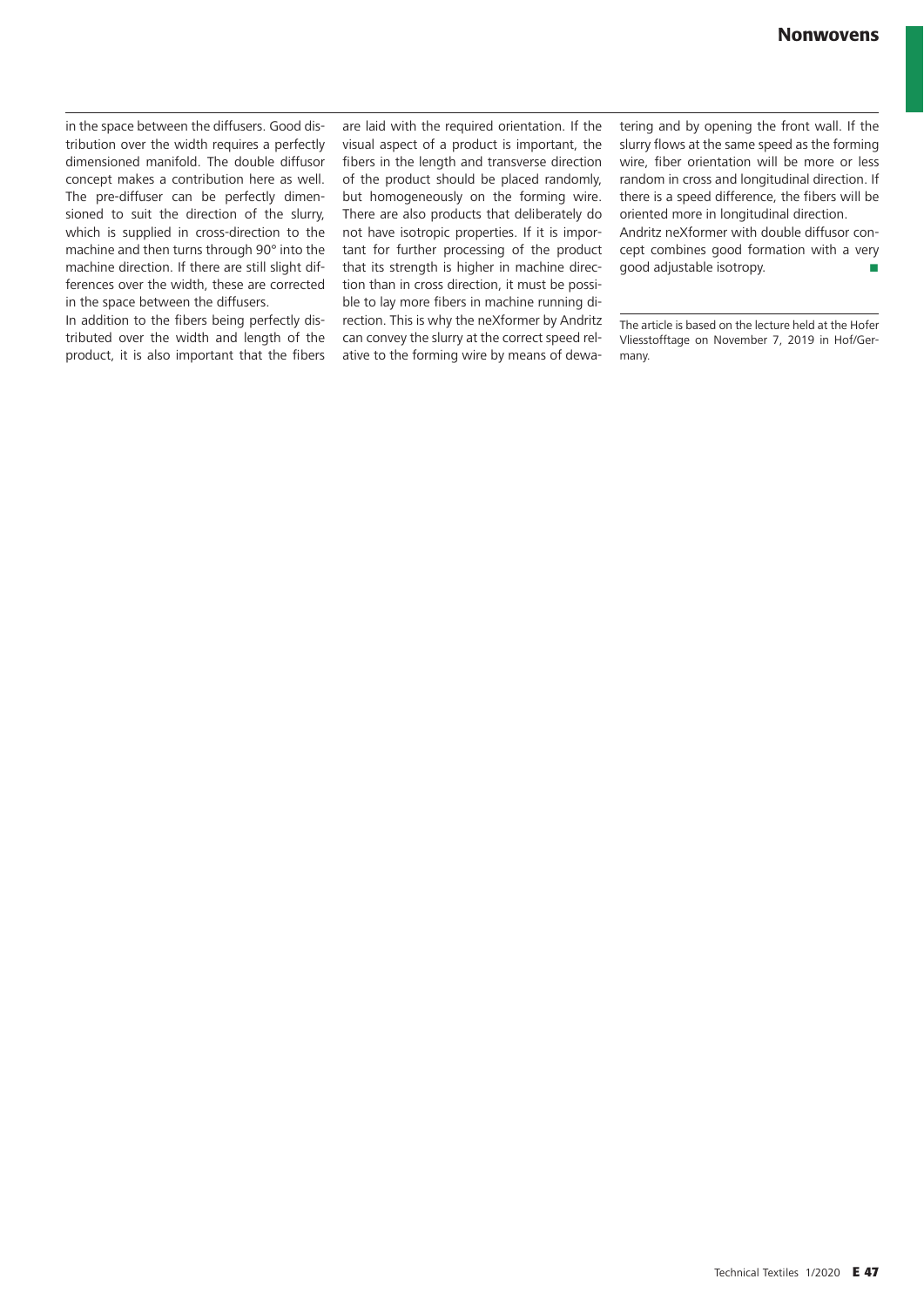in the space between the diffusers. Good distribution over the width requires a perfectly dimensioned manifold. The double diffusor concept makes a contribution here as well. The pre-diffuser can be perfectly dimensioned to suit the direction of the slurry, which is supplied in cross-direction to the machine and then turns through 90° into the machine direction. If there are still slight differences over the width, these are corrected in the space between the diffusers.

In addition to the fibers being perfectly distributed over the width and length of the product, it is also important that the fibers are laid with the required orientation. If the visual aspect of a product is important, the fibers in the length and transverse direction of the product should be placed randomly, but homogeneously on the forming wire. There are also products that deliberately do not have isotropic properties. If it is important for further processing of the product that its strength is higher in machine direction than in cross direction, it must be possible to lay more fibers in machine running direction. This is why the neXformer by Andritz can convey the slurry at the correct speed relative to the forming wire by means of dewatering and by opening the front wall. If the slurry flows at the same speed as the forming wire, fiber orientation will be more or less random in cross and longitudinal direction. If there is a speed difference, the fibers will be oriented more in longitudinal direction.

Andritz neXformer with double diffusor concept combines good formation with a very good adjustable isotropy. ■

---

The article is based on the lecture held at the Hofer Vliesstofftage on November 7, 2019 in Hof/Germany.